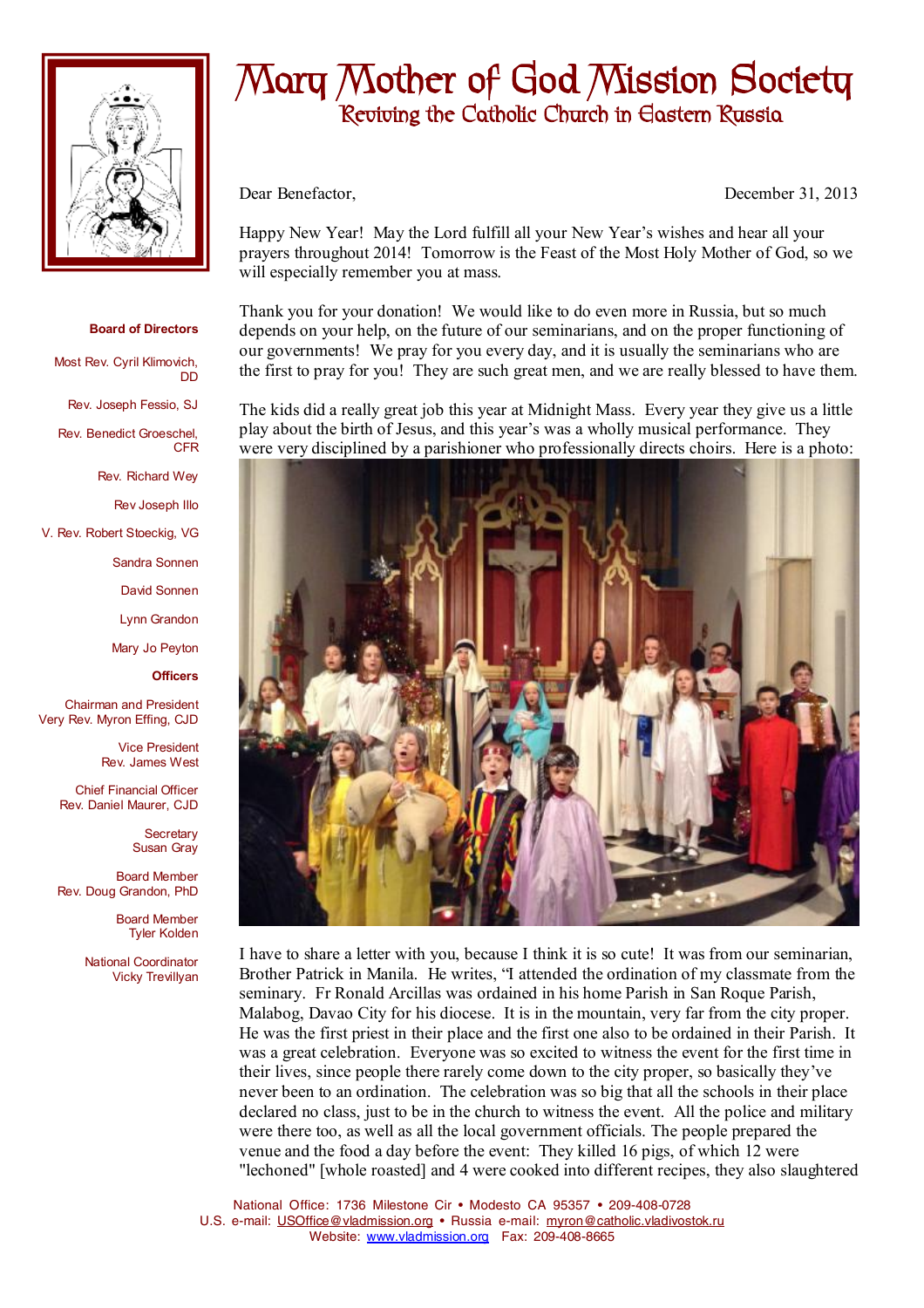# Mary Mother of God Mission Society

## Reviving the Catholic Church in Eastern Russia

**Board of Directors**

Most Rev. Cyril Klimovich, DD

Rev. Joseph Fessio, SJ

Rev. Benedict Groeschel, CFR

Rev. Richard Wey

Rev Joseph Illo

V. Rev. Robert Stoeckig, VG

Sandra Sonnen

David Sonnen

Lynn Grandon

Mary Jo Peyton

**Officers**

Chairman and President
Very Rev. Myron Effing, CJD

Vice President
Rev. James West

Chief Financial Officer
Rev. Daniel Maurer, CJD

Secretary
Susan Gray

Board Member
Rev. Doug Grandon, PhD

Board Member
Tyler Kolden

National Coordinator
Vicky Trevillyan

Dear Benefactor, December 31, 2013

Happy New Year! May the Lord fulfill all your New Year's wishes and hear all your prayers throughout 2014! Tomorrow is the Feast of the Most Holy Mother of God, so we will especially remember you at mass.

Thank you for your donation! We would like to do even more in Russia, but so much depends on your help, on the future of our seminarians, and on the proper functioning of our governments! We pray for you every day, and it is usually the seminarians who are the first to pray for you! They are such great men, and we are really blessed to have them.

The kids did a really great job this year at Midnight Mass. Every year they give us a little play about the birth of Jesus, and this year's was a wholly musical performance. They were very disciplined by a parishioner who professionally directs choirs. Here is a photo:

I have to share a letter with you, because I think it is so cute! It was from our seminarian, Brother Patrick in Manila. He writes, "I attended the ordination of my classmate from the seminary. Fr Ronald Arcillas was ordained in his home Parish in San Roque Parish, Malabog, Davao City for his diocese. It is in the mountain, very far from the city proper. He was the first priest in their place and the first one also to be ordained in their Parish. It was a great celebration. Everyone was so excited to witness the event for the first time in their lives, since people there rarely come down to the city proper, so basically they've never been to an ordination. The celebration was so big that all the schools in their place declared no class, just to be in the church to witness the event. All the police and military were there too, as well as all the local government officials. The people prepared the venue and the food a day before the event: They killed 16 pigs, of which 12 were "lechoned" [whole roasted] and 4 were cooked into different recipes, they also slaughtered

National Office: 1736 Milestone Cir • Modesto CA 95357 • 209-408-0728
U.S. e-mail: USOffice@vladmission.org • Russia e-mail: myron@catholic.vladivostok.ru
Website: www.vladmission.org Fax: 209-408-8665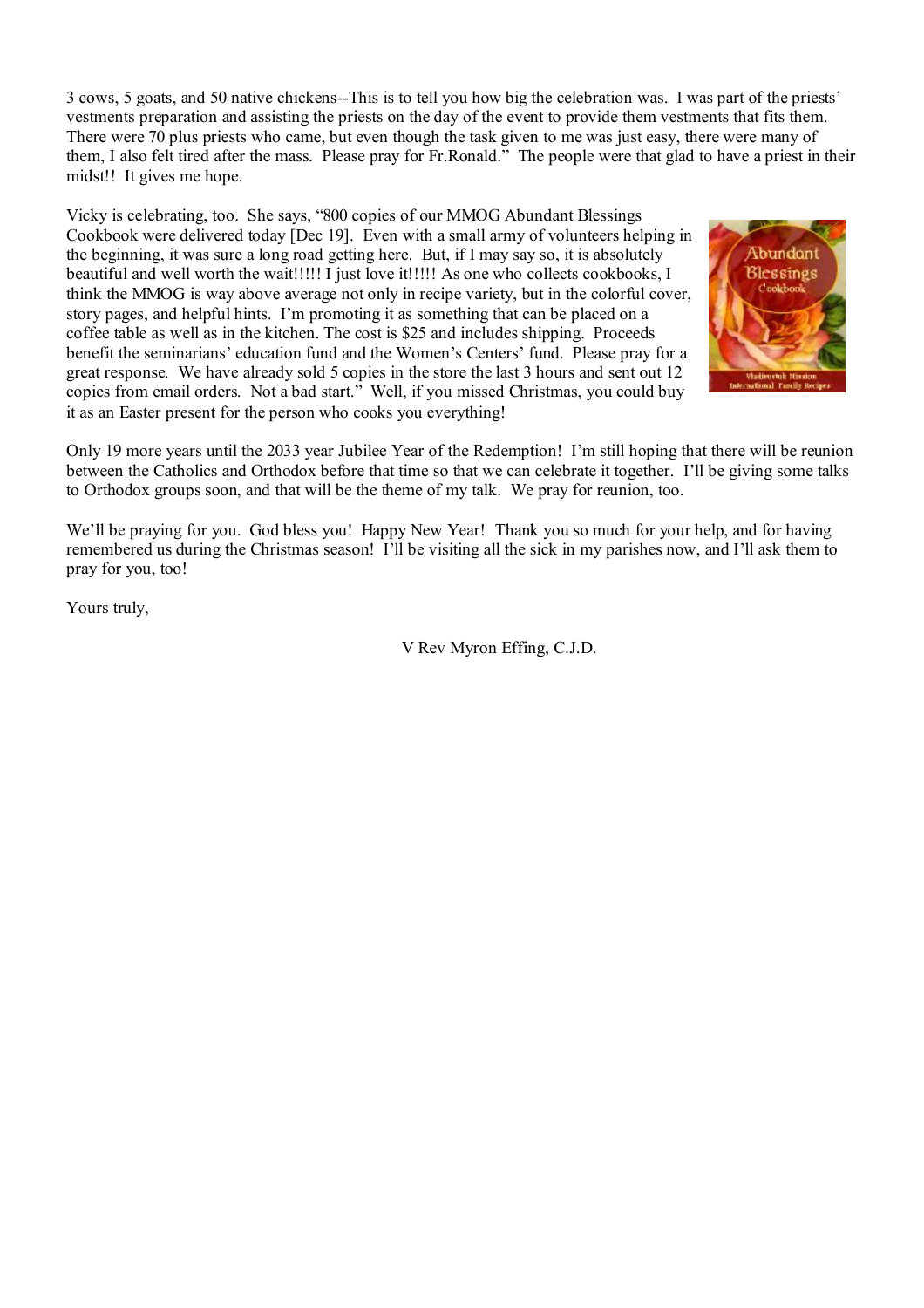3 cows, 5 goats, and 50 native chickens--This is to tell you how big the celebration was. I was part of the priests' vestments preparation and assisting the priests on the day of the event to provide them vestments that fits them. There were 70 plus priests who came, but even though the task given to me was just easy, there were many of them, I also felt tired after the mass. Please pray for Fr.Ronald." The people were that glad to have a priest in their midst!! It gives me hope.

Vicky is celebrating, too. She says, "800 copies of our MMOG Abundant Blessings Cookbook were delivered today [Dec 19]. Even with a small army of volunteers helping in the beginning, it was sure a long road getting here. But, if I may say so, it is absolutely beautiful and well worth the wait!!!!! I just love it!!!!! As one who collects cookbooks, I think the MMOG is way above average not only in recipe variety, but in the colorful cover, story pages, and helpful hints. I'm promoting it as something that can be placed on a coffee table as well as in the kitchen. The cost is $25 and includes shipping. Proceeds benefit the seminarians' education fund and the Women's Centers' fund. Please pray for a great response. We have already sold 5 copies in the store the last 3 hours and sent out 12 copies from email orders. Not a bad start." Well, if you missed Christmas, you could buy it as an Easter present for the person who cooks you everything!

Only 19 more years until the 2033 year Jubilee Year of the Redemption! I'm still hoping that there will be reunion between the Catholics and Orthodox before that time so that we can celebrate it together. I'll be giving some talks to Orthodox groups soon, and that will be the theme of my talk. We pray for reunion, too.

We'll be praying for you. God bless you! Happy New Year! Thank you so much for your help, and for having remembered us during the Christmas season! I'll be visiting all the sick in my parishes now, and I'll ask them to pray for you, too!

Yours truly,

V Rev Myron Effing, C.J.D.